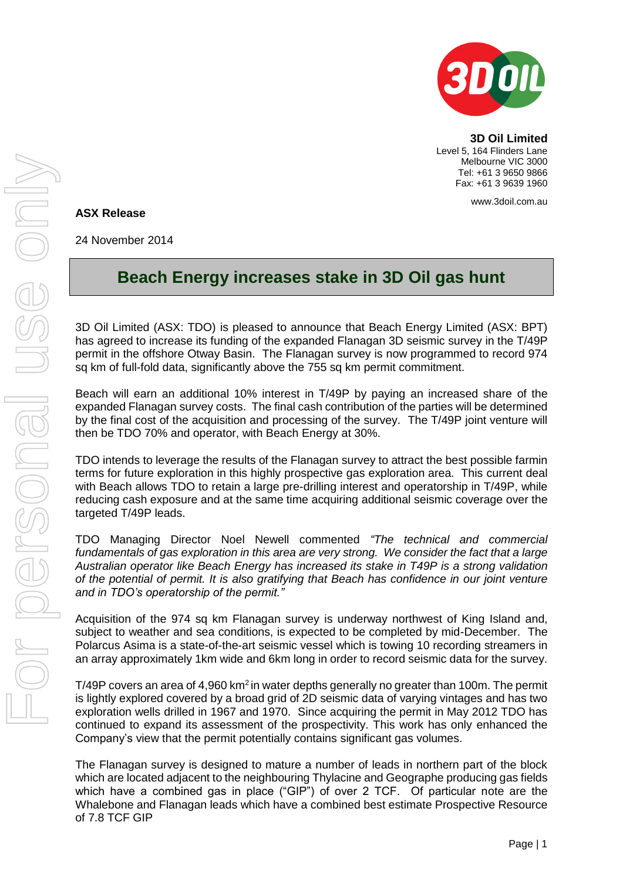**3D Oil Limited**
Level 5, 164 Flinders Lane
Melbourne VIC 3000
Tel: +61 3 9650 9866
Fax: +61 3 9639 1960

www.3doil.com.au

**ASX Release**

24 November 2014

## Beach Energy increases stake in 3D Oil gas hunt

3D Oil Limited (ASX: TDO) is pleased to announce that Beach Energy Limited (ASX: BPT) has agreed to increase its funding of the expanded Flanagan 3D seismic survey in the T/49P permit in the offshore Otway Basin. The Flanagan survey is now programmed to record 974 sq km of full-fold data, significantly above the 755 sq km permit commitment.

Beach will earn an additional 10% interest in T/49P by paying an increased share of the expanded Flanagan survey costs. The final cash contribution of the parties will be determined by the final cost of the acquisition and processing of the survey. The T/49P joint venture will then be TDO 70% and operator, with Beach Energy at 30%.

TDO intends to leverage the results of the Flanagan survey to attract the best possible farmin terms for future exploration in this highly prospective gas exploration area. This current deal with Beach allows TDO to retain a large pre-drilling interest and operatorship in T/49P, while reducing cash exposure and at the same time acquiring additional seismic coverage over the targeted T/49P leads.

TDO Managing Director Noel Newell commented *"The technical and commercial fundamentals of gas exploration in this area are very strong. We consider the fact that a large Australian operator like Beach Energy has increased its stake in T49P is a strong validation of the potential of permit. It is also gratifying that Beach has confidence in our joint venture and in TDO's operatorship of the permit."*

Acquisition of the 974 sq km Flanagan survey is underway northwest of King Island and, subject to weather and sea conditions, is expected to be completed by mid-December. The Polarcus Asima is a state-of-the-art seismic vessel which is towing 10 recording streamers in an array approximately 1km wide and 6km long in order to record seismic data for the survey.

T/49P covers an area of 4,960 km$^2$ in water depths generally no greater than 100m. The permit is lightly explored covered by a broad grid of 2D seismic data of varying vintages and has two exploration wells drilled in 1967 and 1970. Since acquiring the permit in May 2012 TDO has continued to expand its assessment of the prospectivity. This work has only enhanced the Company's view that the permit potentially contains significant gas volumes.

The Flanagan survey is designed to mature a number of leads in northern part of the block which are located adjacent to the neighbouring Thylacine and Geographe producing gas fields which have a combined gas in place ("GIP") of over 2 TCF. Of particular note are the Whalebone and Flanagan leads which have a combined best estimate Prospective Resource of 7.8 TCF GIP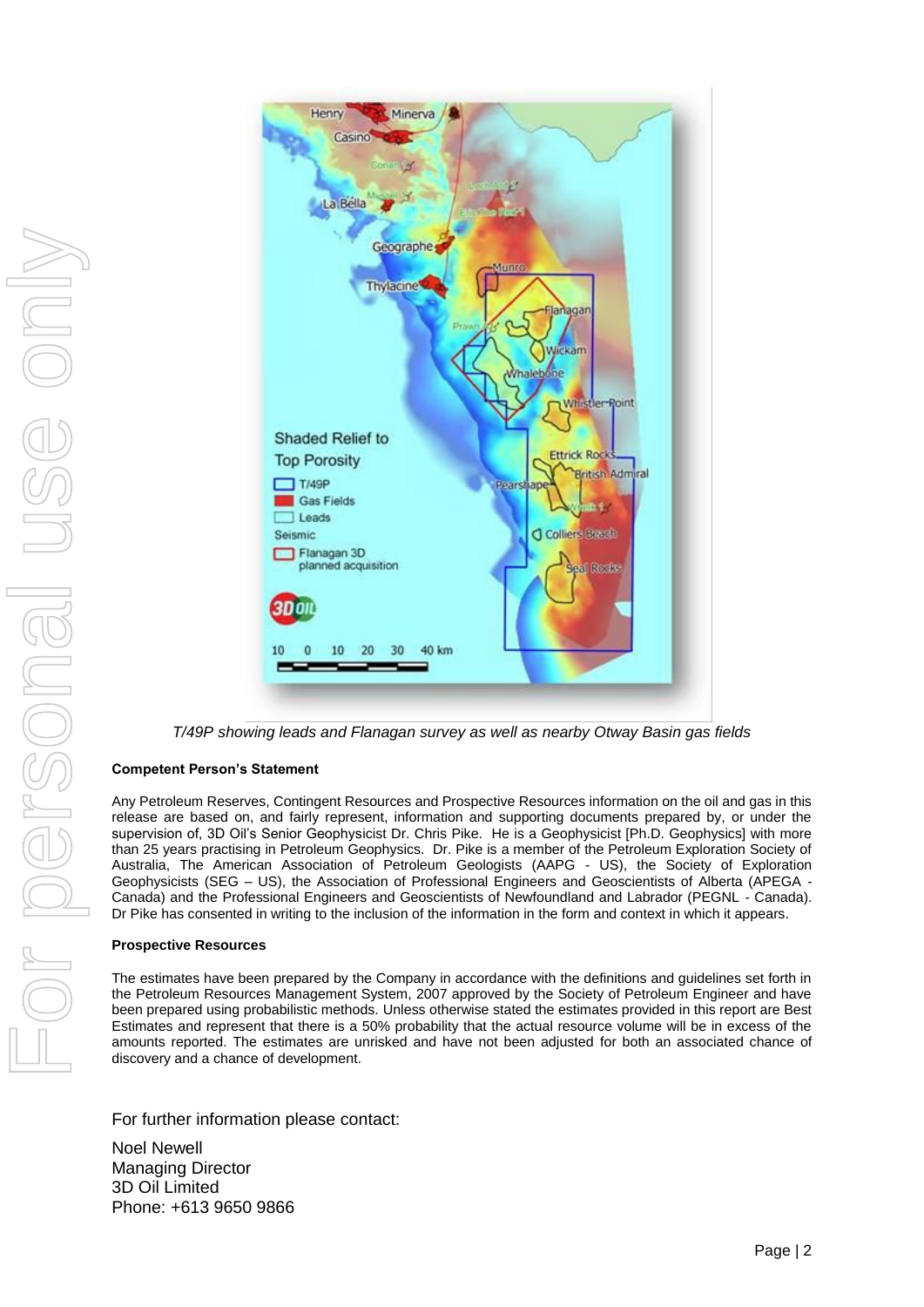Henry
Minerva
Casino
Conan
La Bella
Martha
Loch Ard
Geographe
Munro
Thylacine
Prawn
Flanagan
Wickam
Whalebone
Whistler Point
Shaded Relief to Top Porosity
T/49P
Gas Fields
Leads
Seismic
Flanagan 3D planned acquisition
Ettrick Rocks
British Admiral
Pearshape
Colliers Beach
Seal Rocks
3D OIL
10 0 10 20 30 40 km

*T/49P showing leads and Flanagan survey as well as nearby Otway Basin gas fields*

**Competent Person's Statement**

Any Petroleum Reserves, Contingent Resources and Prospective Resources information on the oil and gas in this release are based on, and fairly represent, information and supporting documents prepared by, or under the supervision of, 3D Oil's Senior Geophysicist Dr. Chris Pike. He is a Geophysicist [Ph.D. Geophysics] with more than 25 years practising in Petroleum Geophysics. Dr. Pike is a member of the Petroleum Exploration Society of Australia, The American Association of Petroleum Geologists (AAPG - US), the Society of Exploration Geophysicists (SEG – US), the Association of Professional Engineers and Geoscientists of Alberta (APEGA - Canada) and the Professional Engineers and Geoscientists of Newfoundland and Labrador (PEGNL - Canada). Dr Pike has consented in writing to the inclusion of the information in the form and context in which it appears.

**Prospective Resources**

The estimates have been prepared by the Company in accordance with the definitions and guidelines set forth in the Petroleum Resources Management System, 2007 approved by the Society of Petroleum Engineer and have been prepared using probabilistic methods. Unless otherwise stated the estimates provided in this report are Best Estimates and represent that there is a 50% probability that the actual resource volume will be in excess of the amounts reported. The estimates are unrisked and have not been adjusted for both an associated chance of discovery and a chance of development.

For further information please contact:

Noel Newell
Managing Director
3D Oil Limited
Phone: +613 9650 9866